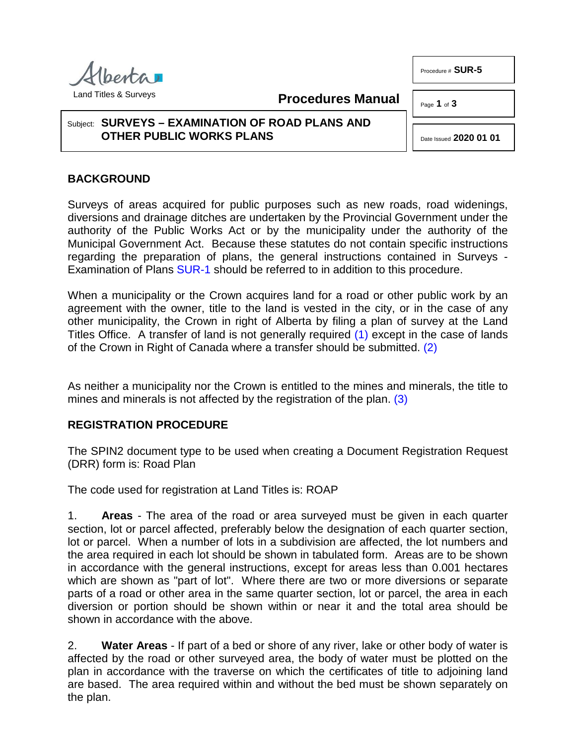Alberta
Land Titles & Surveys

**Procedures Manual**

Procedure # **SUR-5**

Date Issued **2020 01 01**

Subject: **SURVEYS – EXAMINATION OF ROAD PLANS AND OTHER PUBLIC WORKS PLANS**

## BACKGROUND

Surveys of areas acquired for public purposes such as new roads, road widenings, diversions and drainage ditches are undertaken by the Provincial Government under the authority of the Public Works Act or by the municipality under the authority of the Municipal Government Act. Because these statutes do not contain specific instructions regarding the preparation of plans, the general instructions contained in Surveys - Examination of Plans SUR-1 should be referred to in addition to this procedure.

When a municipality or the Crown acquires land for a road or other public work by an agreement with the owner, title to the land is vested in the city, or in the case of any other municipality, the Crown in right of Alberta by filing a plan of survey at the Land Titles Office. A transfer of land is not generally required (1) except in the case of lands of the Crown in Right of Canada where a transfer should be submitted. (2)

As neither a municipality nor the Crown is entitled to the mines and minerals, the title to mines and minerals is not affected by the registration of the plan. (3)

## REGISTRATION PROCEDURE

The SPIN2 document type to be used when creating a Document Registration Request (DRR) form is: Road Plan

The code used for registration at Land Titles is: ROAP

1. **Areas** - The area of the road or area surveyed must be given in each quarter section, lot or parcel affected, preferably below the designation of each quarter section, lot or parcel. When a number of lots in a subdivision are affected, the lot numbers and the area required in each lot should be shown in tabulated form. Areas are to be shown in accordance with the general instructions, except for areas less than 0.001 hectares which are shown as "part of lot". Where there are two or more diversions or separate parts of a road or other area in the same quarter section, lot or parcel, the area in each diversion or portion should be shown within or near it and the total area should be shown in accordance with the above.

2. **Water Areas** - If part of a bed or shore of any river, lake or other body of water is affected by the road or other surveyed area, the body of water must be plotted on the plan in accordance with the traverse on which the certificates of title to adjoining land are based. The area required within and without the bed must be shown separately on the plan.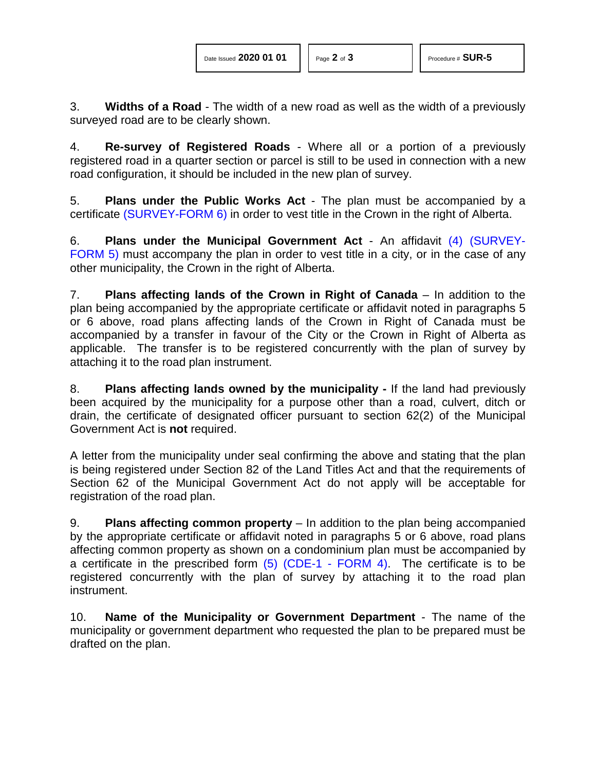3. **Widths of a Road** - The width of a new road as well as the width of a previously surveyed road are to be clearly shown.

4. **Re-survey of Registered Roads** - Where all or a portion of a previously registered road in a quarter section or parcel is still to be used in connection with a new road configuration, it should be included in the new plan of survey.

5. **Plans under the Public Works Act** - The plan must be accompanied by a certificate (SURVEY-FORM 6) in order to vest title in the Crown in the right of Alberta.

6. **Plans under the Municipal Government Act** - An affidavit (4) (SURVEY-FORM 5) must accompany the plan in order to vest title in a city, or in the case of any other municipality, the Crown in the right of Alberta.

7. **Plans affecting lands of the Crown in Right of Canada** – In addition to the plan being accompanied by the appropriate certificate or affidavit noted in paragraphs 5 or 6 above, road plans affecting lands of the Crown in Right of Canada must be accompanied by a transfer in favour of the City or the Crown in Right of Alberta as applicable. The transfer is to be registered concurrently with the plan of survey by attaching it to the road plan instrument.

8. **Plans affecting lands owned by the municipality -** If the land had previously been acquired by the municipality for a purpose other than a road, culvert, ditch or drain, the certificate of designated officer pursuant to section 62(2) of the Municipal Government Act is **not** required.

A letter from the municipality under seal confirming the above and stating that the plan is being registered under Section 82 of the Land Titles Act and that the requirements of Section 62 of the Municipal Government Act do not apply will be acceptable for registration of the road plan.

9. **Plans affecting common property** – In addition to the plan being accompanied by the appropriate certificate or affidavit noted in paragraphs 5 or 6 above, road plans affecting common property as shown on a condominium plan must be accompanied by a certificate in the prescribed form (5) (CDE-1 - FORM 4). The certificate is to be registered concurrently with the plan of survey by attaching it to the road plan instrument.

10. **Name of the Municipality or Government Department** - The name of the municipality or government department who requested the plan to be prepared must be drafted on the plan.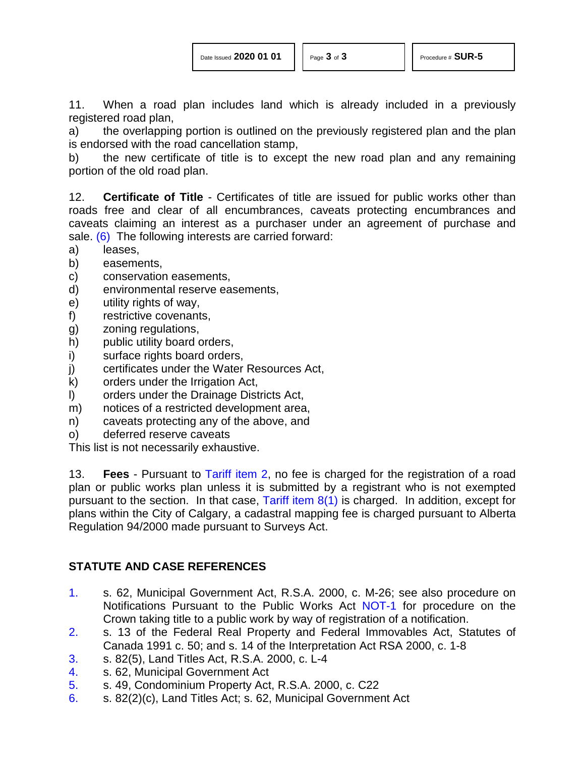11. When a road plan includes land which is already included in a previously registered road plan,

a) the overlapping portion is outlined on the previously registered plan and the plan is endorsed with the road cancellation stamp,

b) the new certificate of title is to except the new road plan and any remaining portion of the old road plan.

12. **Certificate of Title** - Certificates of title are issued for public works other than roads free and clear of all encumbrances, caveats protecting encumbrances and caveats claiming an interest as a purchaser under an agreement of purchase and sale. (6) The following interests are carried forward:

a) leases,
b) easements,
c) conservation easements,
d) environmental reserve easements,
e) utility rights of way,
f) restrictive covenants,
g) zoning regulations,
h) public utility board orders,
i) surface rights board orders,
j) certificates under the Water Resources Act,
k) orders under the Irrigation Act,
l) orders under the Drainage Districts Act,
m) notices of a restricted development area,
n) caveats protecting any of the above, and
o) deferred reserve caveats

This list is not necessarily exhaustive.

13. **Fees** - Pursuant to Tariff item 2, no fee is charged for the registration of a road plan or public works plan unless it is submitted by a registrant who is not exempted pursuant to the section. In that case, Tariff item 8(1) is charged. In addition, except for plans within the City of Calgary, a cadastral mapping fee is charged pursuant to Alberta Regulation 94/2000 made pursuant to Surveys Act.

## STATUTE AND CASE REFERENCES

1. s. 62, Municipal Government Act, R.S.A. 2000, c. M-26; see also procedure on Notifications Pursuant to the Public Works Act NOT-1 for procedure on the Crown taking title to a public work by way of registration of a notification.
2. s. 13 of the Federal Real Property and Federal Immovables Act, Statutes of Canada 1991 c. 50; and s. 14 of the Interpretation Act RSA 2000, c. 1-8
3. s. 82(5), Land Titles Act, R.S.A. 2000, c. L-4
4. s. 62, Municipal Government Act
5. s. 49, Condominium Property Act, R.S.A. 2000, c. C22
6. s. 82(2)(c), Land Titles Act; s. 62, Municipal Government Act